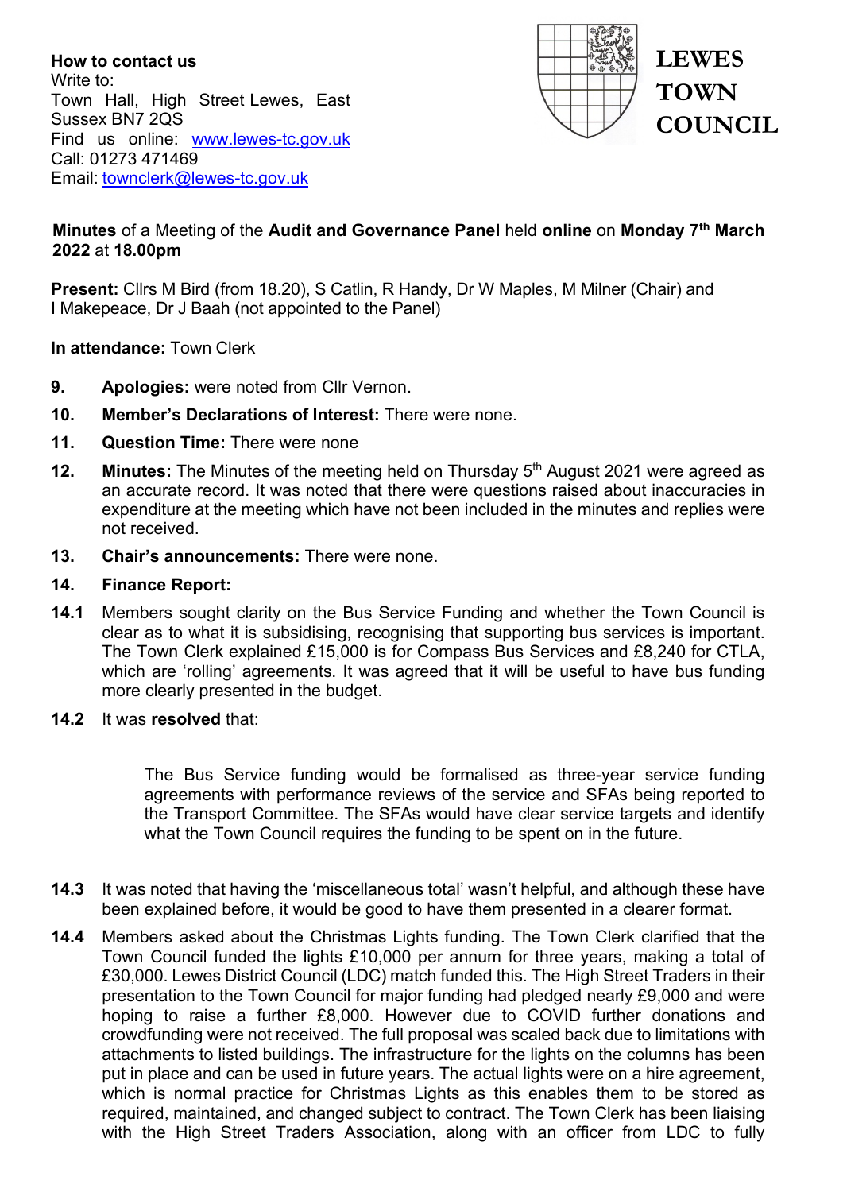**How to contact us**
Write to:
Town Hall, High Street Lewes, East Sussex BN7 2QS
Find us online: [www.lewes-tc.gov.uk](http://www.lewes-tc.gov.uk)
Call: 01273 471469
Email: [townclerk@lewes-tc.gov.uk](mailto:townclerk@lewes-tc.gov.uk)

**LEWES TOWN COUNCIL**

**Minutes** of a Meeting of the **Audit and Governance Panel** held **online** on **Monday 7th March 2022** at **18.00pm**

**Present:** Cllrs M Bird (from 18.20), S Catlin, R Handy, Dr W Maples, M Milner (Chair) and I Makepeace, Dr J Baah (not appointed to the Panel)

**In attendance:** Town Clerk

**9. Apologies:** were noted from Cllr Vernon.

**10. Member's Declarations of Interest:** There were none.

**11. Question Time:** There were none

**12. Minutes:** The Minutes of the meeting held on Thursday 5th August 2021 were agreed as an accurate record. It was noted that there were questions raised about inaccuracies in expenditure at the meeting which have not been included in the minutes and replies were not received.

**13. Chair's announcements:** There were none.

**14. Finance Report:**

**14.1** Members sought clarity on the Bus Service Funding and whether the Town Council is clear as to what it is subsidising, recognising that supporting bus services is important. The Town Clerk explained £15,000 is for Compass Bus Services and £8,240 for CTLA, which are 'rolling' agreements. It was agreed that it will be useful to have bus funding more clearly presented in the budget.

**14.2** It was **resolved** that:

> The Bus Service funding would be formalised as three-year service funding agreements with performance reviews of the service and SFAs being reported to the Transport Committee. The SFAs would have clear service targets and identify what the Town Council requires the funding to be spent on in the future.

**14.3** It was noted that having the 'miscellaneous total' wasn't helpful, and although these have been explained before, it would be good to have them presented in a clearer format.

**14.4** Members asked about the Christmas Lights funding. The Town Clerk clarified that the Town Council funded the lights £10,000 per annum for three years, making a total of £30,000. Lewes District Council (LDC) match funded this. The High Street Traders in their presentation to the Town Council for major funding had pledged nearly £9,000 and were hoping to raise a further £8,000. However due to COVID further donations and crowdfunding were not received. The full proposal was scaled back due to limitations with attachments to listed buildings. The infrastructure for the lights on the columns has been put in place and can be used in future years. The actual lights were on a hire agreement, which is normal practice for Christmas Lights as this enables them to be stored as required, maintained, and changed subject to contract. The Town Clerk has been liaising with the High Street Traders Association, along with an officer from LDC to fully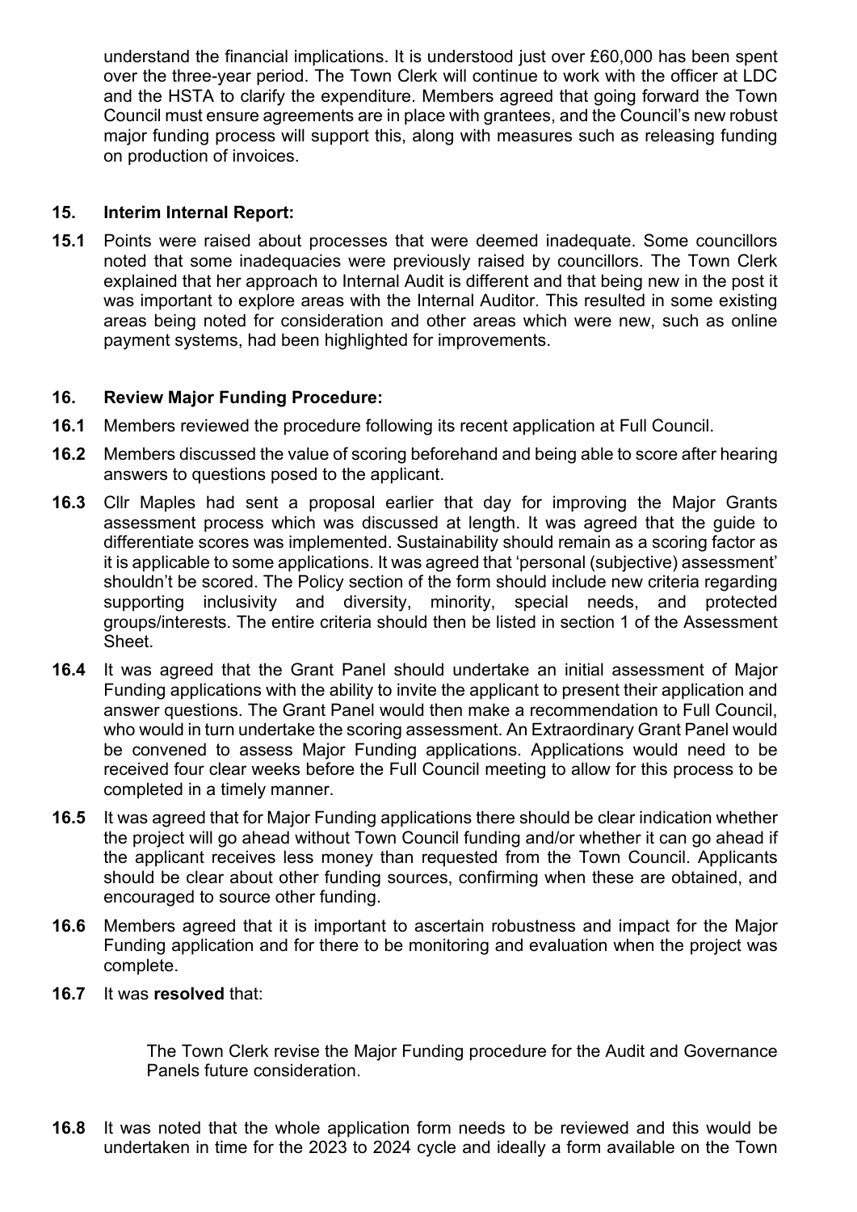understand the financial implications. It is understood just over £60,000 has been spent over the three-year period. The Town Clerk will continue to work with the officer at LDC and the HSTA to clarify the expenditure. Members agreed that going forward the Town Council must ensure agreements are in place with grantees, and the Council's new robust major funding process will support this, along with measures such as releasing funding on production of invoices.

**15. Interim Internal Report:**

**15.1** Points were raised about processes that were deemed inadequate. Some councillors noted that some inadequacies were previously raised by councillors. The Town Clerk explained that her approach to Internal Audit is different and that being new in the post it was important to explore areas with the Internal Auditor. This resulted in some existing areas being noted for consideration and other areas which were new, such as online payment systems, had been highlighted for improvements.

**16. Review Major Funding Procedure:**

**16.1** Members reviewed the procedure following its recent application at Full Council.

**16.2** Members discussed the value of scoring beforehand and being able to score after hearing answers to questions posed to the applicant.

**16.3** Cllr Maples had sent a proposal earlier that day for improving the Major Grants assessment process which was discussed at length. It was agreed that the guide to differentiate scores was implemented. Sustainability should remain as a scoring factor as it is applicable to some applications. It was agreed that 'personal (subjective) assessment' shouldn't be scored. The Policy section of the form should include new criteria regarding supporting inclusivity and diversity, minority, special needs, and protected groups/interests. The entire criteria should then be listed in section 1 of the Assessment Sheet.

**16.4** It was agreed that the Grant Panel should undertake an initial assessment of Major Funding applications with the ability to invite the applicant to present their application and answer questions. The Grant Panel would then make a recommendation to Full Council, who would in turn undertake the scoring assessment. An Extraordinary Grant Panel would be convened to assess Major Funding applications. Applications would need to be received four clear weeks before the Full Council meeting to allow for this process to be completed in a timely manner.

**16.5** It was agreed that for Major Funding applications there should be clear indication whether the project will go ahead without Town Council funding and/or whether it can go ahead if the applicant receives less money than requested from the Town Council. Applicants should be clear about other funding sources, confirming when these are obtained, and encouraged to source other funding.

**16.6** Members agreed that it is important to ascertain robustness and impact for the Major Funding application and for there to be monitoring and evaluation when the project was complete.

**16.7** It was **resolved** that:

> The Town Clerk revise the Major Funding procedure for the Audit and Governance Panels future consideration.

**16.8** It was noted that the whole application form needs to be reviewed and this would be undertaken in time for the 2023 to 2024 cycle and ideally a form available on the Town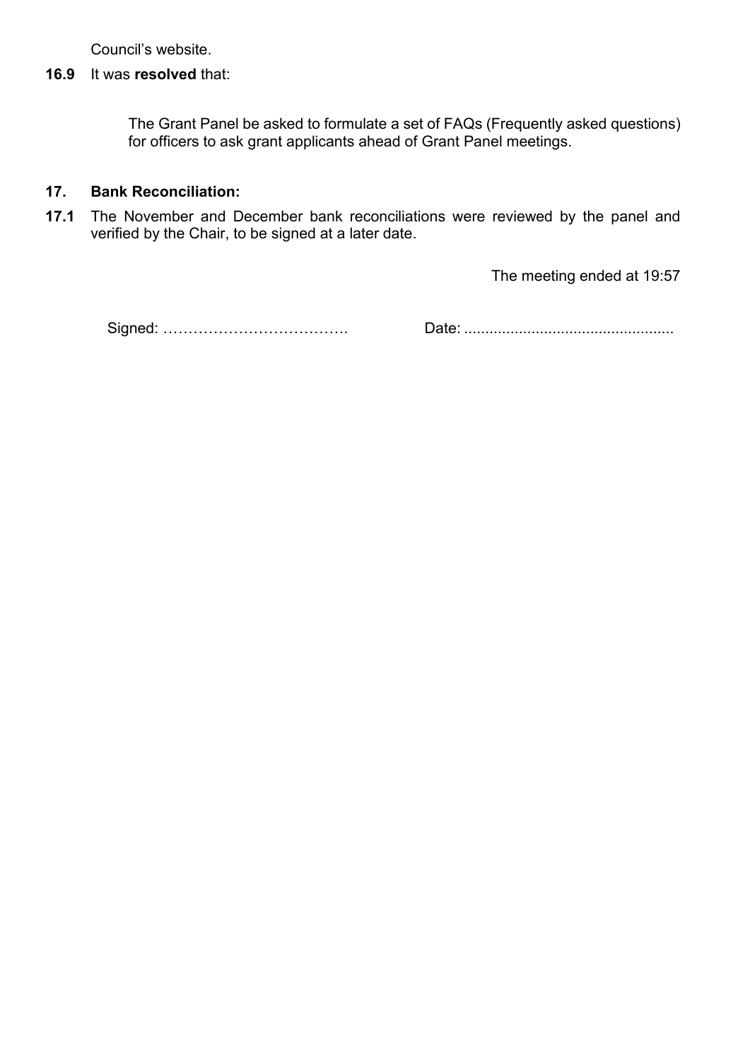Council's website.

**16.9** It was **resolved** that:

> The Grant Panel be asked to formulate a set of FAQs (Frequently asked questions) for officers to ask grant applicants ahead of Grant Panel meetings.

## 17. Bank Reconciliation:

**17.1** The November and December bank reconciliations were reviewed by the panel and verified by the Chair, to be signed at a later date.

The meeting ended at 19:57

Signed: ………………………………  Date: ..................................................